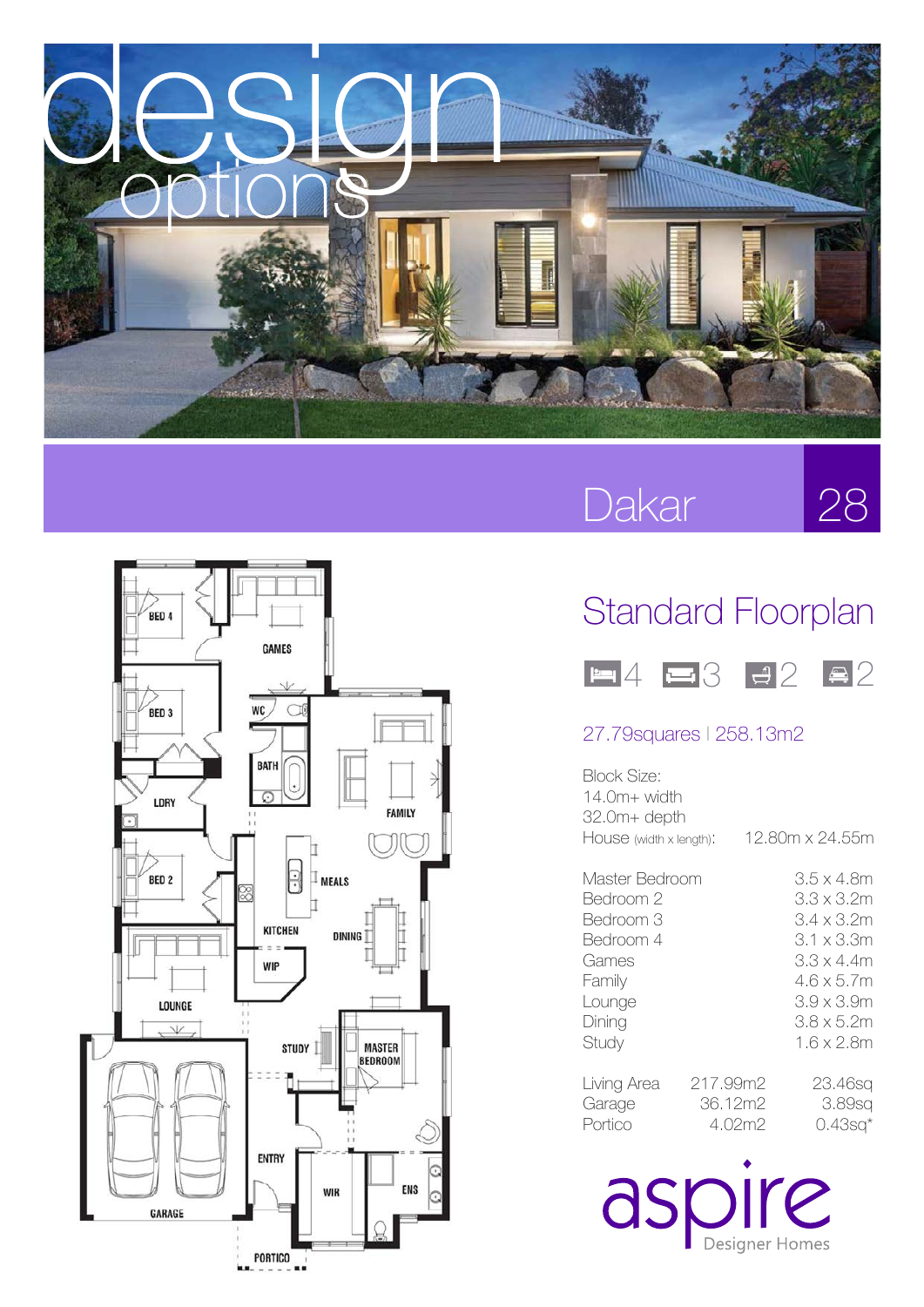# design options

## Dakar 28

## Standard Floorplan

4 | 3 | 2 | 2

27.79squares | 258.13m2

Block Size:
14.0m+ width
32.0m+ depth

| | |
|---|---|
| House (width x length): | 12.80m x 24.55m |

| Room | Size |
|---|---|
| Master Bedroom | 3.5 x 4.8m |
| Bedroom 2 | 3.3 x 3.2m |
| Bedroom 3 | 3.4 x 3.2m |
| Bedroom 4 | 3.1 x 3.3m |
| Games | 3.3 x 4.4m |
| Family | 4.6 x 5.7m |
| Lounge | 3.9 x 3.9m |
| Dining | 3.8 x 5.2m |
| Study | 1.6 x 2.8m |

| Area | m2 | sq |
|---|---|---|
| Living Area | 217.99m2 | 23.46sq |
| Garage | 36.12m2 | 3.89sq |
| Portico | 4.02m2 | 0.43sq* |

aspire Designer Homes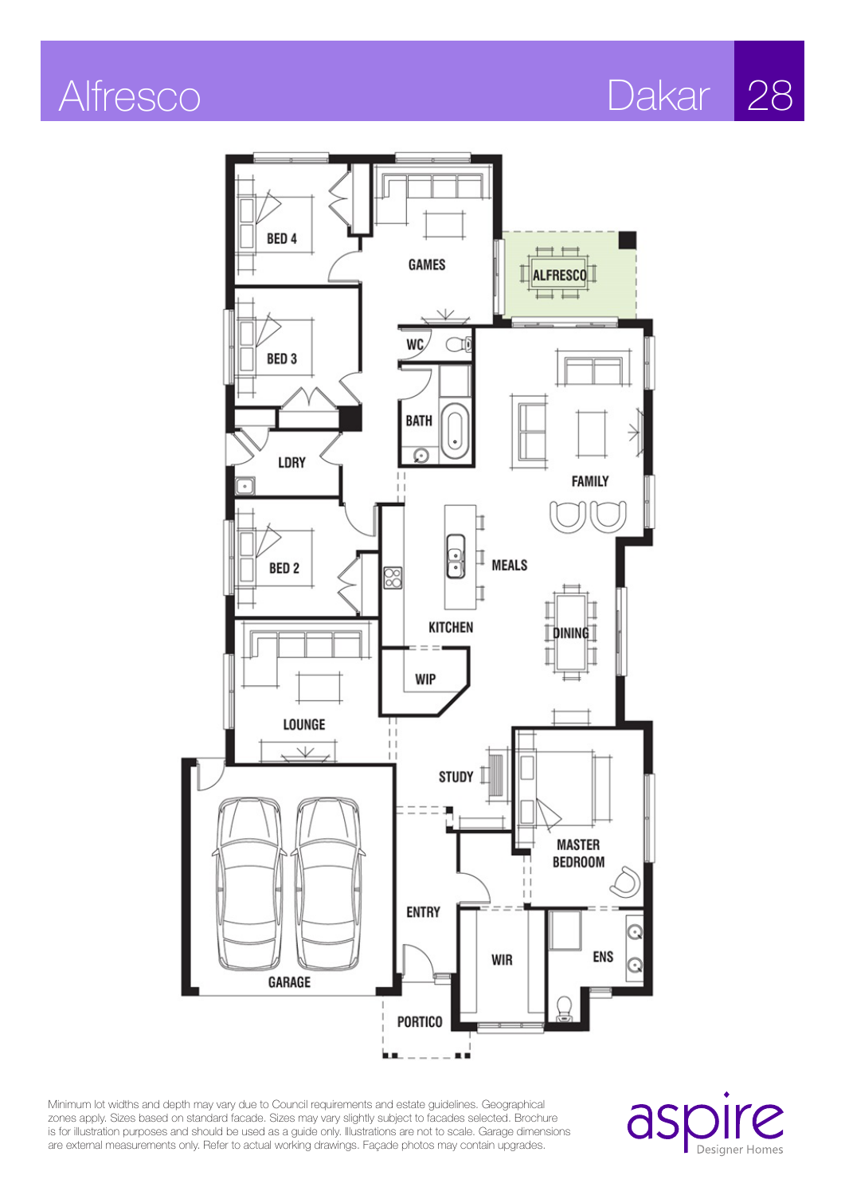# Alfresco

## Dakar 28

BED 4

GAMES

ALFRESCO

BED 3

WC

BATH

LDRY

FAMILY

BED 2

MEALS

KITCHEN

DINING

WIP

LOUNGE

STUDY

MASTER BEDROOM

ENTRY

WIR

ENS

GARAGE

PORTICO

Minimum lot widths and depth may vary due to Council requirements and estate guidelines. Geographical zones apply. Sizes based on standard facade. Sizes may vary slightly subject to facades selected. Brochure is for illustration purposes and should be used as a guide only. Illustrations are not to scale. Garage dimensions are external measurements only. Refer to actual working drawings. Façade photos may contain upgrades.

aspire Designer Homes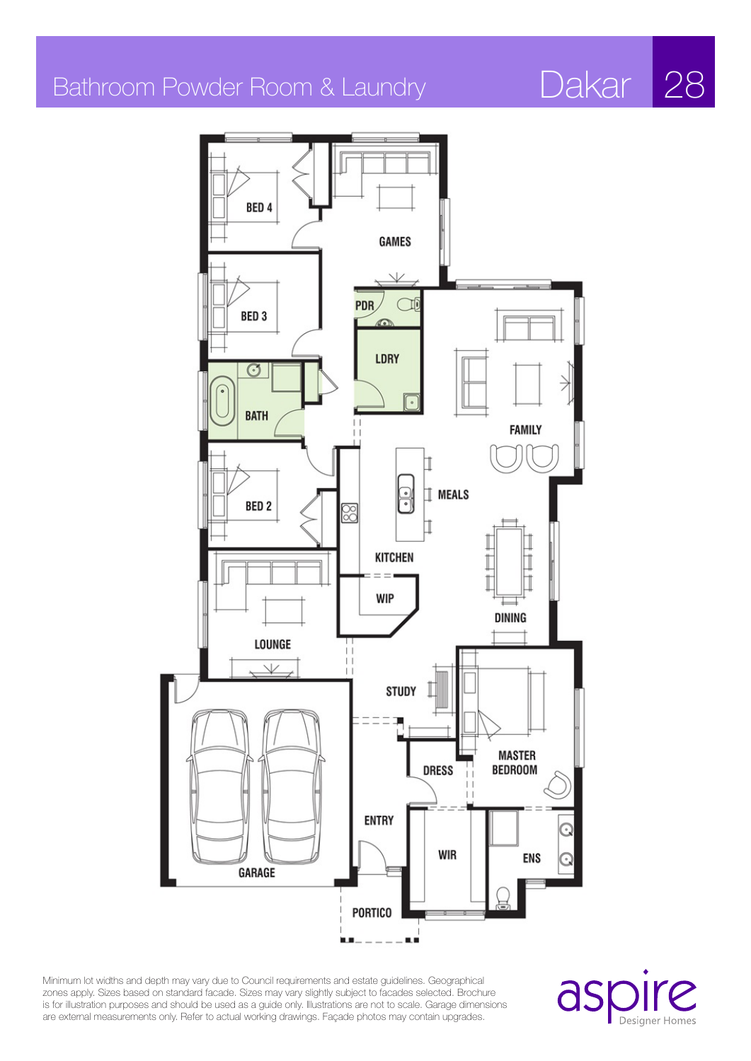# Bathroom Powder Room & Laundry

## Dakar 28

BED 4

GAMES

PDR

BED 3

LDRY

BATH

FAMILY

BED 2

MEALS

KITCHEN

WIP

LOUNGE

DINING

STUDY

MASTER BEDROOM

DRESS

ENTRY

WIR

ENS

GARAGE

PORTICO

Minimum lot widths and depth may vary due to Council requirements and estate guidelines. Geographical zones apply. Sizes based on standard facade. Sizes may vary slightly subject to facades selected. Brochure is for illustration purposes and should be used as a guide only. Illustrations are not to scale. Garage dimensions are external measurements only. Refer to actual working drawings. Façade photos may contain upgrades.

aspire Designer Homes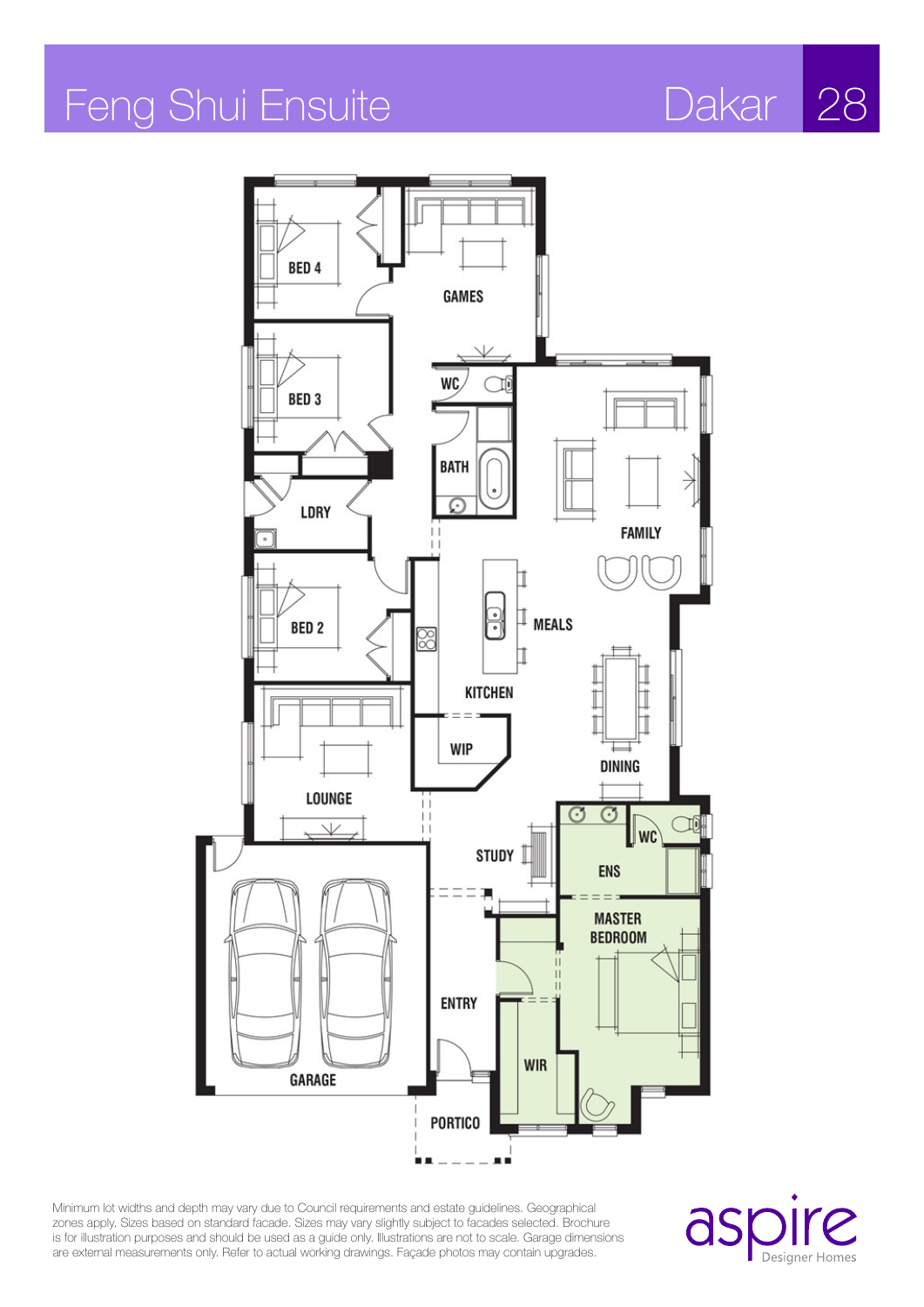# Feng Shui Ensuite

Dakar

BED 4

GAMES

BED 3

WC

BATH

FAMILY

LDRY

MEALS

BED 2

KITCHEN

WIP

DINING

LOUNGE

STUDY

WC

ENS

MASTER BEDROOM

ENTRY

WIR

GARAGE

PORTICO

Minimum lot widths and depth may vary due to Council requirements and estate guidelines. Geographical zones apply. Sizes based on standard facade. Sizes may vary slightly subject to facades selected. Brochure is for illustration purposes and should be used as a guide only. Illustrations are not to scale. Garage dimensions are external measurements only. Refer to actual working drawings. Façade photos may contain upgrades.

aspire Designer Homes